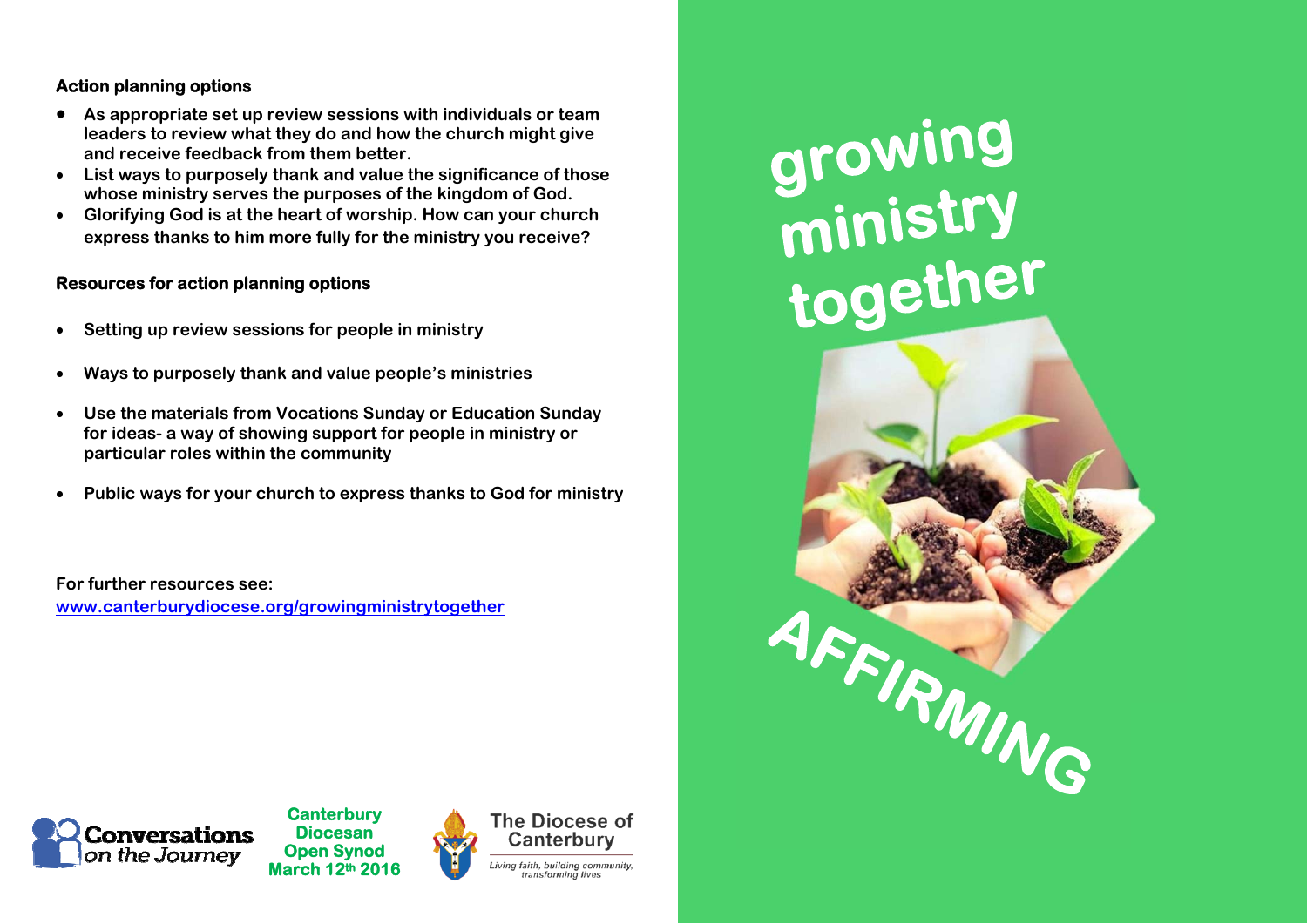**Action planning options**

- As appropriate set up review sessions with individuals or team leaders to review what they do and how the church might give and receive feedback from them better.
- List ways to purposely thank and value the significance of those whose ministry serves the purposes of the kingdom of God.
- Glorifying God is at the heart of worship. How can your church express thanks to him more fully for the ministry you receive?

**Resources for action planning options**

- Setting up review sessions for people in ministry
- Ways to purposely thank and value people's ministries
- Use the materials from Vocations Sunday or Education Sunday for ideas- a way of showing support for people in ministry or particular roles within the community
- Public ways for your church to express thanks to God for ministry

For further resources see:
[www.canterburydiocese.org/growingministrytogether](http://www.canterburydiocese.org/growingministrytogether)

Conversations on the Journey

Canterbury Diocesan Open Synod March 12th 2016

The Diocese of Canterbury

*Living faith, building community, transforming lives*

# growing ministry together

## AFFIRMING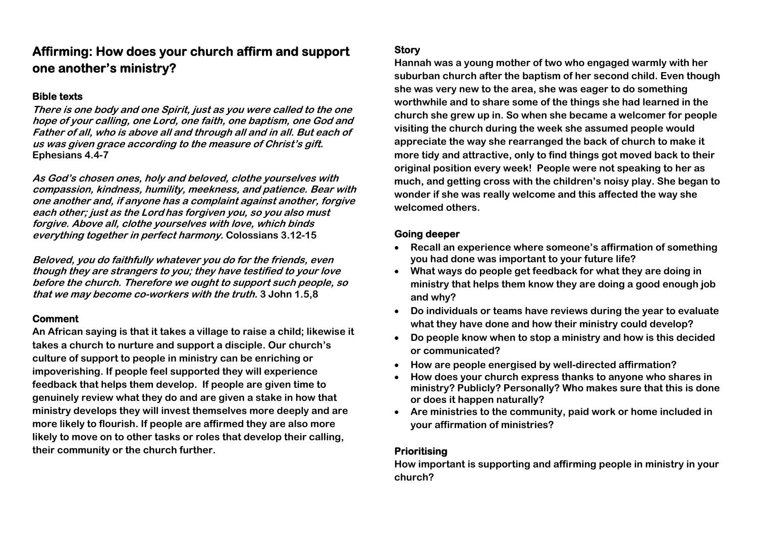## Affirming: How does your church affirm and support one another's ministry?

### Bible texts

***There is one body and one Spirit, just as you were called to the one hope of your calling, one Lord, one faith, one baptism, one God and Father of all, who is above all and through all and in all. But each of us was given grace according to the measure of Christ's gift.*** **Ephesians 4.4-7**

***As God's chosen ones, holy and beloved, clothe yourselves with compassion, kindness, humility, meekness, and patience. Bear with one another and, if anyone has a complaint against another, forgive each other; just as the Lord has forgiven you, so you also must forgive. Above all, clothe yourselves with love, which binds everything together in perfect harmony.*** **Colossians 3.12-15**

***Beloved, you do faithfully whatever you do for the friends, even though they are strangers to you; they have testified to your love before the church. Therefore we ought to support such people, so that we may become co-workers with the truth.*** **3 John 1.5,8**

### Comment

**An African saying is that it takes a village to raise a child; likewise it takes a church to nurture and support a disciple. Our church's culture of support to people in ministry can be enriching or impoverishing. If people feel supported they will experience feedback that helps them develop. If people are given time to genuinely review what they do and are given a stake in how that ministry develops they will invest themselves more deeply and are more likely to flourish. If people are affirmed they are also more likely to move on to other tasks or roles that develop their calling, their community or the church further.**

### Story

**Hannah was a young mother of two who engaged warmly with her suburban church after the baptism of her second child. Even though she was very new to the area, she was eager to do something worthwhile and to share some of the things she had learned in the church she grew up in. So when she became a welcomer for people visiting the church during the week she assumed people would appreciate the way she rearranged the back of church to make it more tidy and attractive, only to find things got moved back to their original position every week! People were not speaking to her as much, and getting cross with the children's noisy play. She began to wonder if she was really welcome and this affected the way she welcomed others.**

### Going deeper

- **Recall an experience where someone's affirmation of something you had done was important to your future life?**
- **What ways do people get feedback for what they are doing in ministry that helps them know they are doing a good enough job and why?**
- **Do individuals or teams have reviews during the year to evaluate what they have done and how their ministry could develop?**
- **Do people know when to stop a ministry and how is this decided or communicated?**
- **How are people energised by well-directed affirmation?**
- **How does your church express thanks to anyone who shares in ministry? Publicly? Personally? Who makes sure that this is done or does it happen naturally?**
- **Are ministries to the community, paid work or home included in your affirmation of ministries?**

### Prioritising

**How important is supporting and affirming people in ministry in your church?**